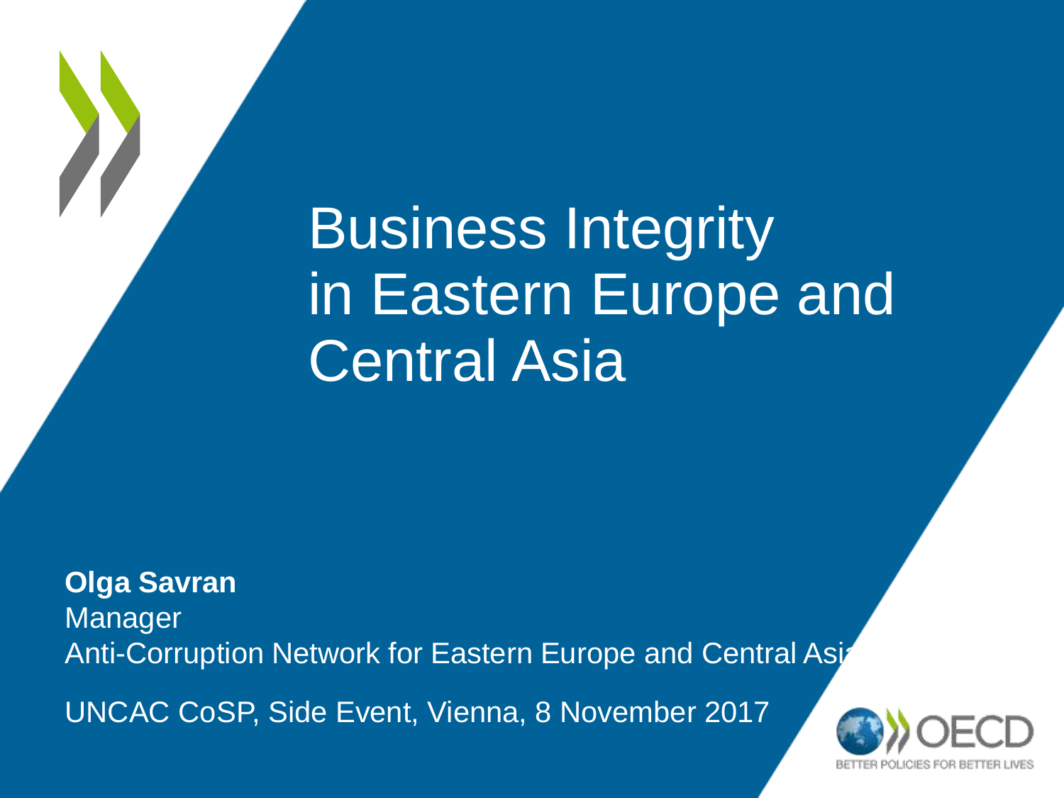# Business Integrity in Eastern Europe and Central Asia

**Olga Savran**
Manager
Anti-Corruption Network for Eastern Europe and Central Asia

UNCAC CoSP, Side Event, Vienna, 8 November 2017

OECD
BETTER POLICIES FOR BETTER LIVES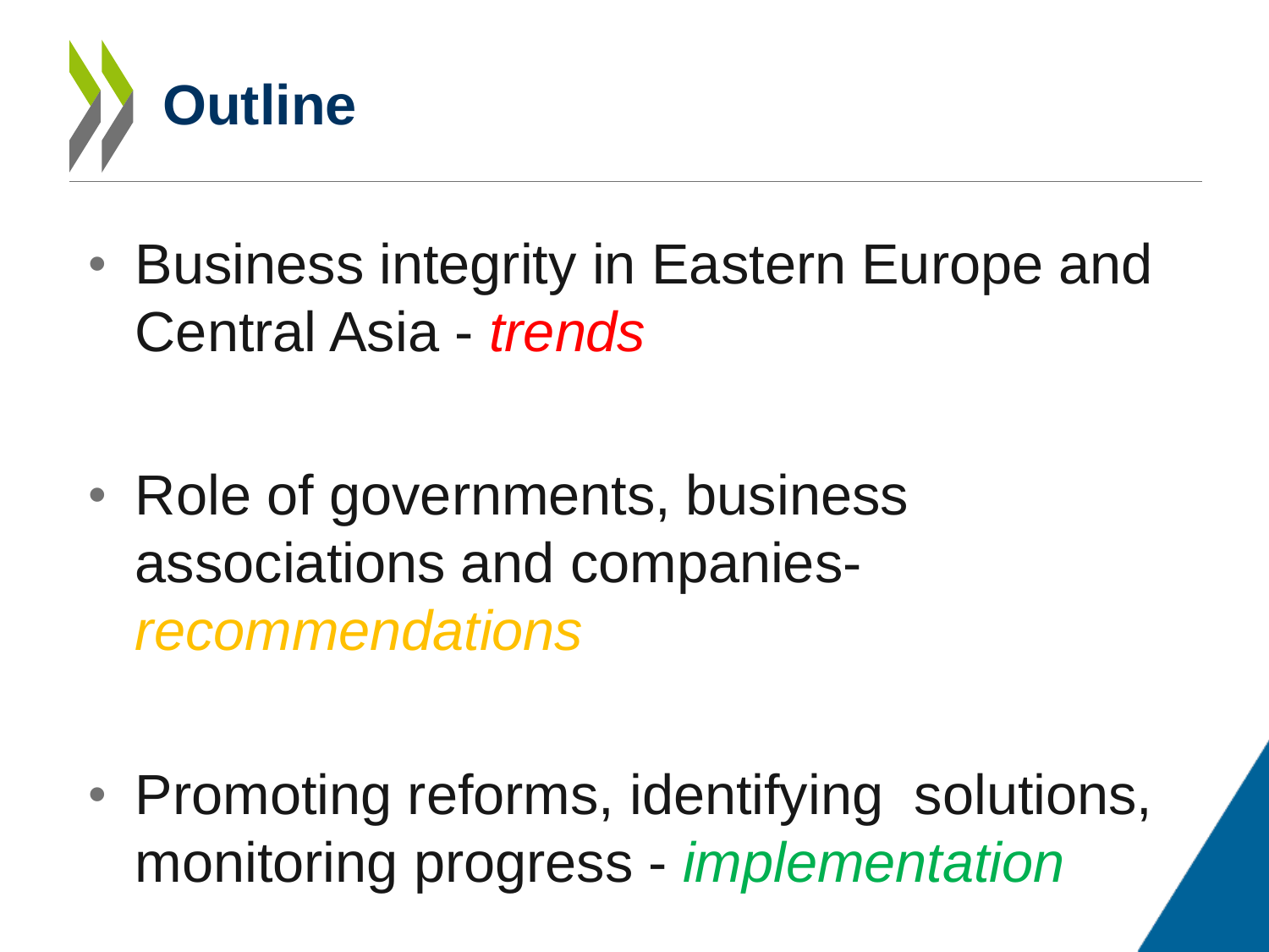# Outline

- Business integrity in Eastern Europe and Central Asia - *trends*

- Role of governments, business associations and companies- *recommendations*

- Promoting reforms, identifying solutions, monitoring progress - *implementation*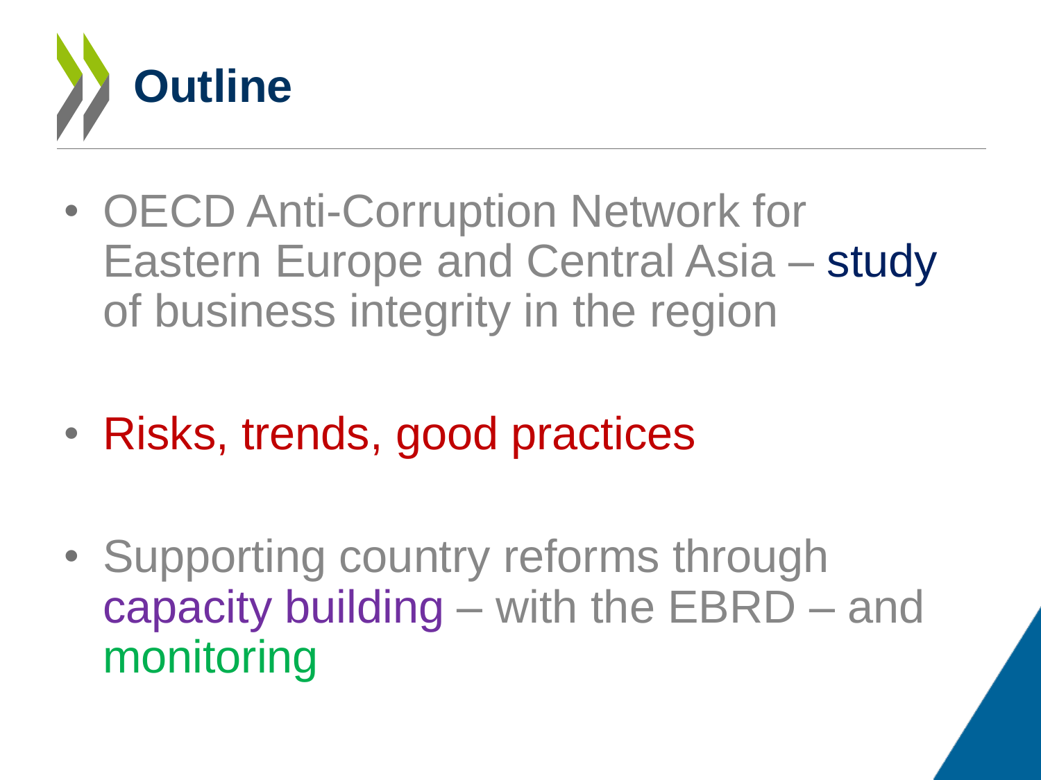# Outline

- OECD Anti-Corruption Network for Eastern Europe and Central Asia – study of business integrity in the region

- Risks, trends, good practices

- Supporting country reforms through capacity building – with the EBRD – and monitoring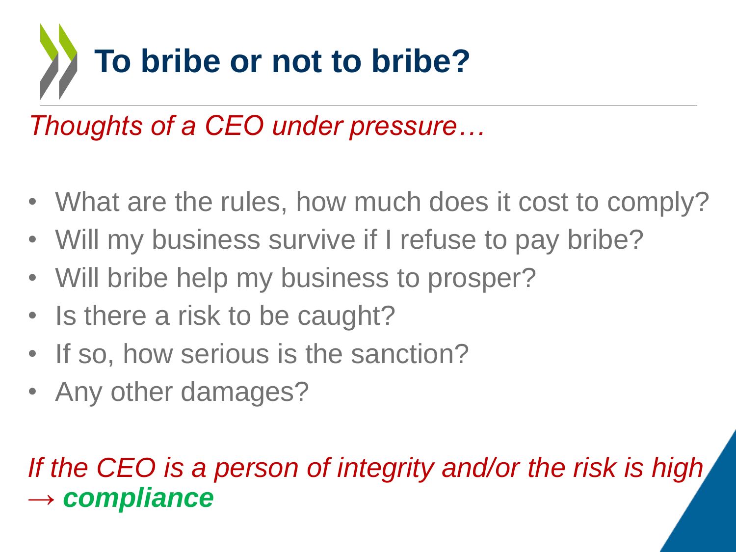# To bribe or not to bribe?

*Thoughts of a CEO under pressure…*

- What are the rules, how much does it cost to comply?
- Will my business survive if I refuse to pay bribe?
- Will bribe help my business to prosper?
- Is there a risk to be caught?
- If so, how serious is the sanction?
- Any other damages?

*If the CEO is a person of integrity and/or the risk is high → **compliance***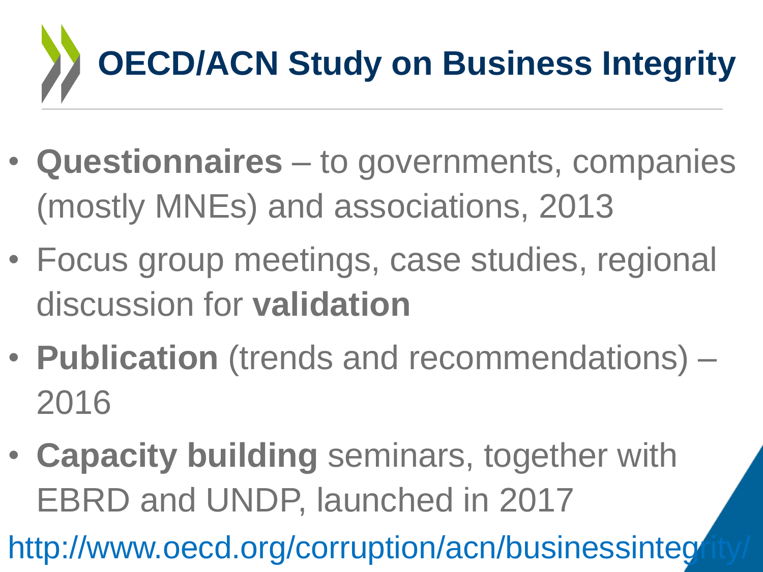# OECD/ACN Study on Business Integrity

- **Questionnaires** – to governments, companies (mostly MNEs) and associations, 2013
- Focus group meetings, case studies, regional discussion for **validation**
- **Publication** (trends and recommendations) – 2016
- **Capacity building** seminars, together with EBRD and UNDP, launched in 2017

http://www.oecd.org/corruption/acn/businessintegrity/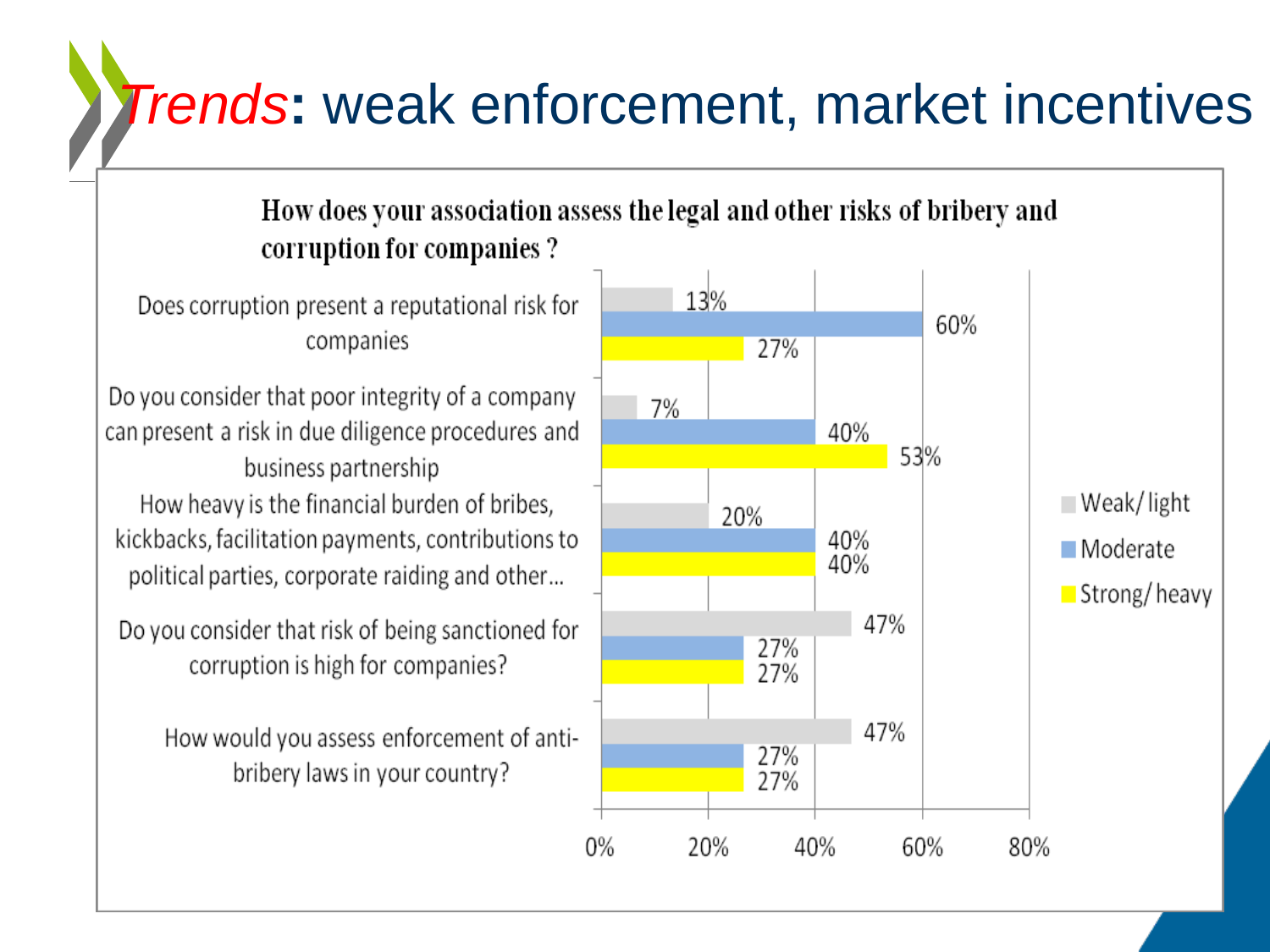# *Trends*: weak enforcement, market incentives

**How does your association assess the legal and other risks of bribery and corruption for companies ?**

| Question | Weak/ light | Moderate | Strong/ heavy |
|---|---|---|---|
| Does corruption present a reputational risk for companies | 13% | 60% | 27% |
| Do you consider that poor integrity of a company can present a risk in due diligence procedures and business partnership | 7% | 40% | 53% |
| How heavy is the financial burden of bribes, kickbacks, facilitation payments, contributions to political parties, corporate raiding and other... | 20% | 40% | 40% |
| Do you consider that risk of being sanctioned for corruption is high for companies? | 47% | 27% | 27% |
| How would you assess enforcement of anti-bribery laws in your country? | 47% | 27% | 27% |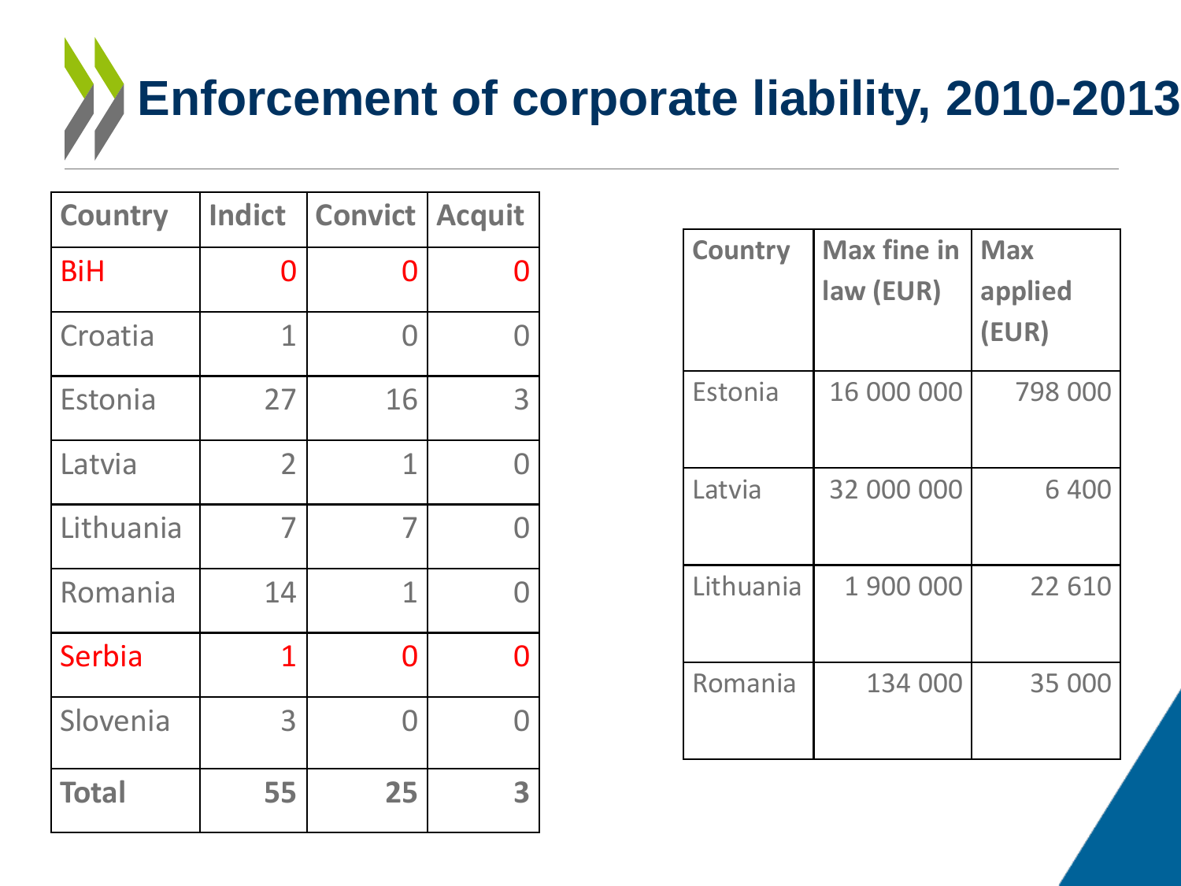# Enforcement of corporate liability, 2010-2013

| Country | Indict | Convict | Acquit |
|---|---|---|---|
| BiH | 0 | 0 | 0 |
| Croatia | 1 | 0 | 0 |
| Estonia | 27 | 16 | 3 |
| Latvia | 2 | 1 | 0 |
| Lithuania | 7 | 7 | 0 |
| Romania | 14 | 1 | 0 |
| Serbia | 1 | 0 | 0 |
| Slovenia | 3 | 0 | 0 |
| **Total** | **55** | **25** | **3** |

| Country | Max fine in law (EUR) | Max applied (EUR) |
|---|---|---|
| Estonia | 16 000 000 | 798 000 |
| Latvia | 32 000 000 | 6 400 |
| Lithuania | 1 900 000 | 22 610 |
| Romania | 134 000 | 35 000 |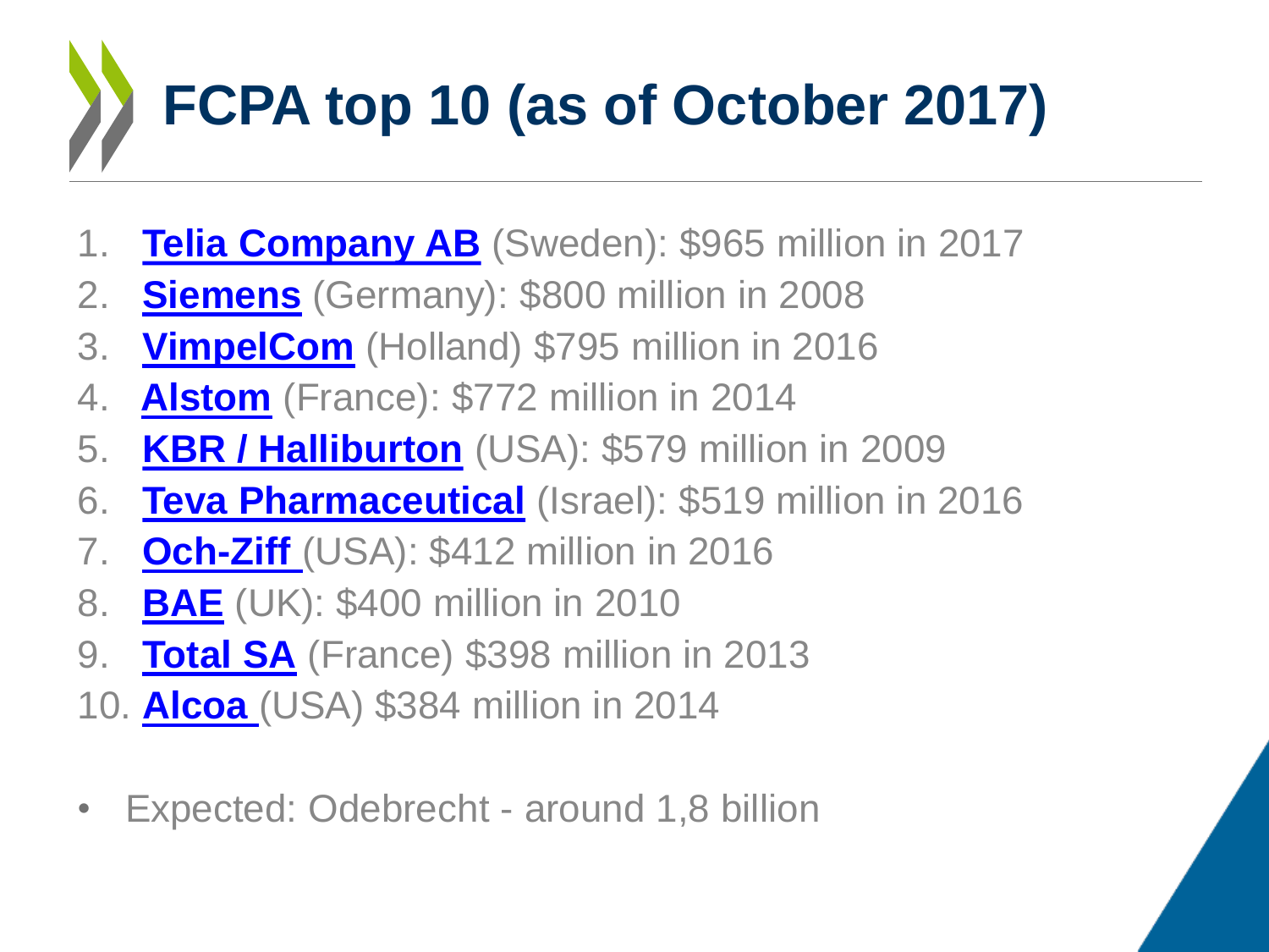# FCPA top 10 (as of October 2017)

1. **Telia Company AB** (Sweden): $965 million in 2017
2. **Siemens** (Germany): $800 million in 2008
3. **VimpelCom** (Holland) $795 million in 2016
4. **Alstom** (France): $772 million in 2014
5. **KBR / Halliburton** (USA): $579 million in 2009
6. **Teva Pharmaceutical** (Israel): $519 million in 2016
7. **Och-Ziff** (USA): $412 million in 2016
8. **BAE** (UK): $400 million in 2010
9. **Total SA** (France) $398 million in 2013
10. **Alcoa** (USA) $384 million in 2014

- Expected: Odebrecht - around 1,8 billion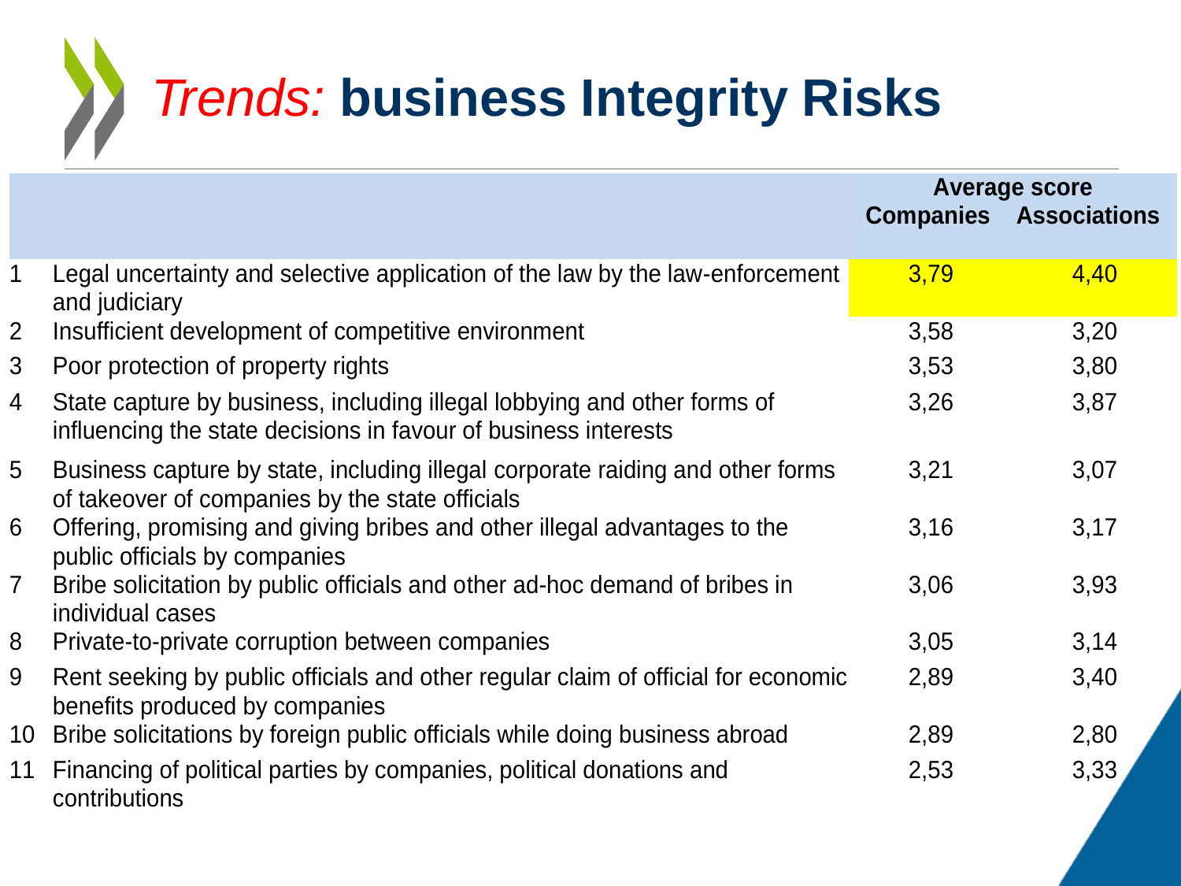# *Trends:* **business Integrity Risks**

| | | Average score | |
|---|---|---|---|
| | | **Companies** | **Associations** |
| 1 | Legal uncertainty and selective application of the law by the law-enforcement and judiciary | 3,79 | 4,40 |
| 2 | Insufficient development of competitive environment | 3,58 | 3,20 |
| 3 | Poor protection of property rights | 3,53 | 3,80 |
| 4 | State capture by business, including illegal lobbying and other forms of influencing the state decisions in favour of business interests | 3,26 | 3,87 |
| 5 | Business capture by state, including illegal corporate raiding and other forms of takeover of companies by the state officials | 3,21 | 3,07 |
| 6 | Offering, promising and giving bribes and other illegal advantages to the public officials by companies | 3,16 | 3,17 |
| 7 | Bribe solicitation by public officials and other ad-hoc demand of bribes in individual cases | 3,06 | 3,93 |
| 8 | Private-to-private corruption between companies | 3,05 | 3,14 |
| 9 | Rent seeking by public officials and other regular claim of official for economic benefits produced by companies | 2,89 | 3,40 |
| 10 | Bribe solicitations by foreign public officials while doing business abroad | 2,89 | 2,80 |
| 11 | Financing of political parties by companies, political donations and contributions | 2,53 | 3,33 |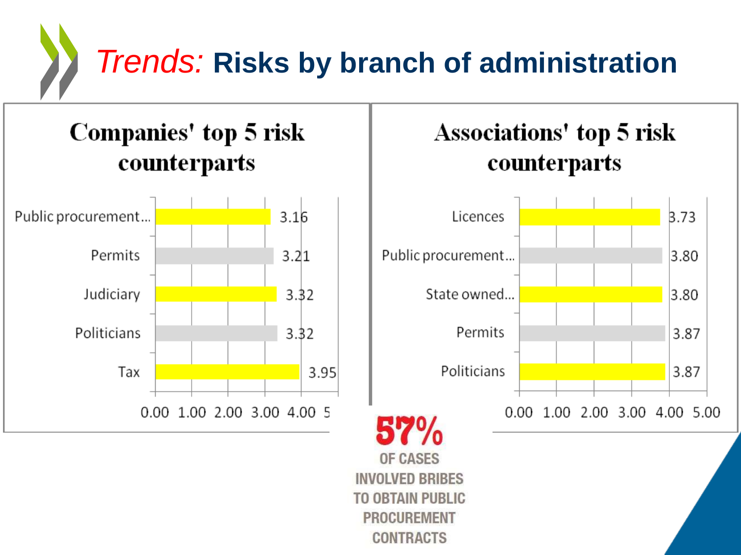# *Trends:* Risks by branch of administration

## Companies' top 5 risk counterparts

| Counterpart | Score |
|---|---|
| Public procurement... | 3.16 |
| Permits | 3.21 |
| Judiciary | 3.32 |
| Politicians | 3.32 |
| Tax | 3.95 |

## Associations' top 5 risk counterparts

| Counterpart | Score |
|---|---|
| Licences | 3.73 |
| Public procurement... | 3.80 |
| State owned... | 3.80 |
| Permits | 3.87 |
| Politicians | 3.87 |

**57%** OF CASES INVOLVED BRIBES TO OBTAIN PUBLIC PROCUREMENT CONTRACTS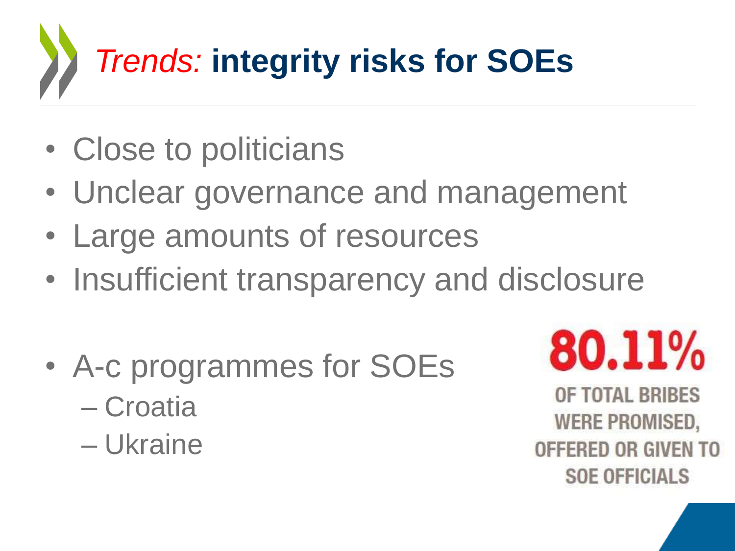# *Trends:* **integrity risks for SOEs**

- Close to politicians
- Unclear governance and management
- Large amounts of resources
- Insufficient transparency and disclosure

- A-c programmes for SOEs
  - Croatia
  - Ukraine

**80.11%**

**OF TOTAL BRIBES WERE PROMISED, OFFERED OR GIVEN TO SOE OFFICIALS**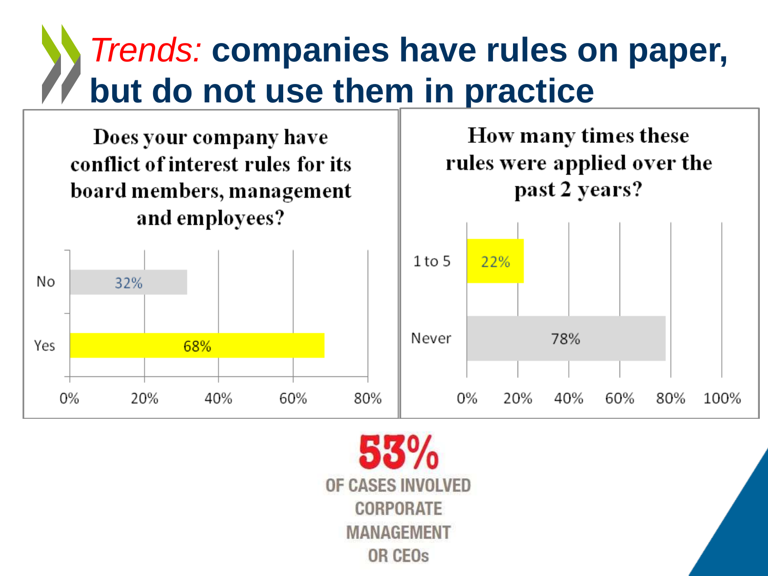# *Trends:* companies have rules on paper, but do not use them in practice

**Does your company have conflict of interest rules for its board members, management and employees?**

| Answer | Share |
|---|---|
| No | 32% |
| Yes | 68% |

**How many times these rules were applied over the past 2 years?**

| Answer | Share |
|---|---|
| 1 to 5 | 22% |
| Never | 78% |

**53%**

OF CASES INVOLVED CORPORATE MANAGEMENT OR CEOs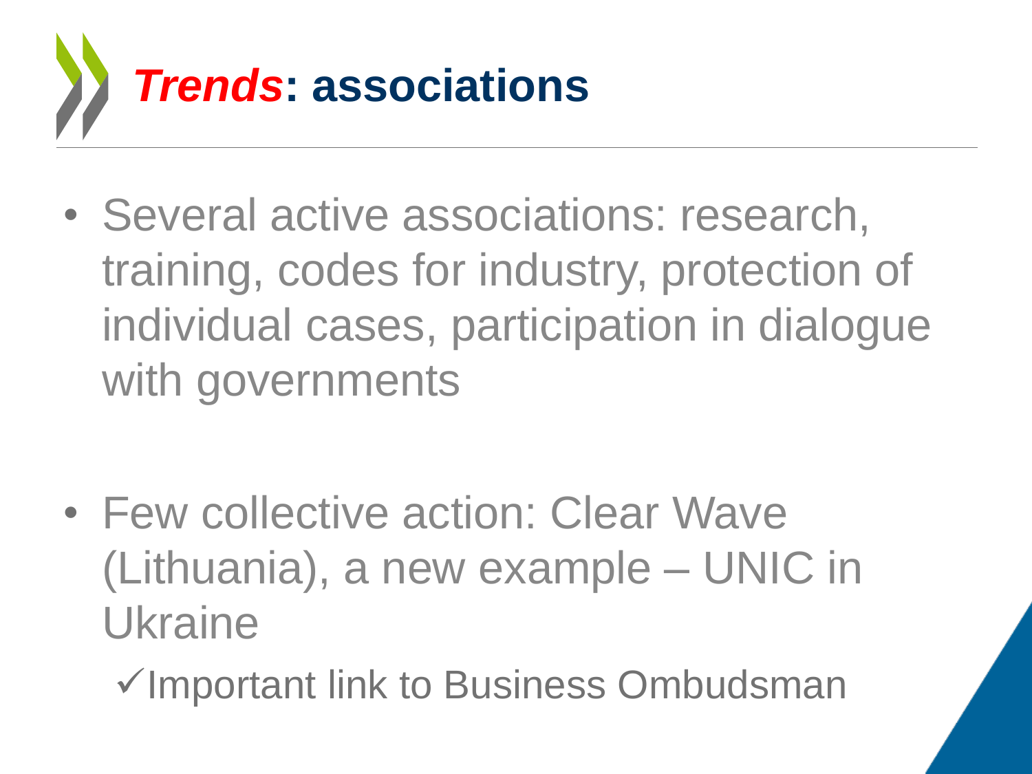# *Trends*: associations

- Several active associations: research, training, codes for industry, protection of individual cases, participation in dialogue with governments

- Few collective action: Clear Wave (Lithuania), a new example – UNIC in Ukraine
  - ✓Important link to Business Ombudsman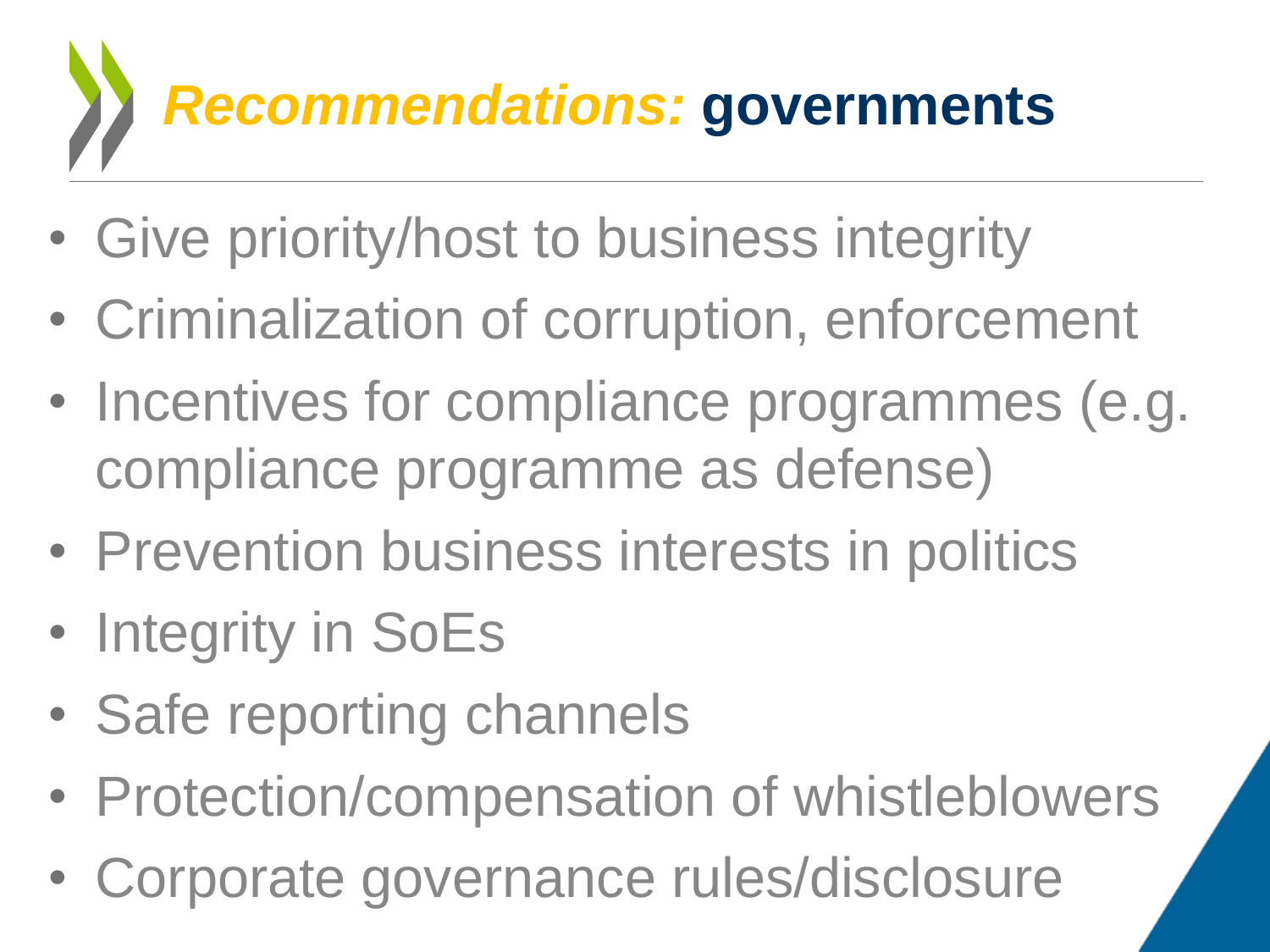# *Recommendations:* **governments**

- Give priority/host to business integrity
- Criminalization of corruption, enforcement
- Incentives for compliance programmes (e.g. compliance programme as defense)
- Prevention business interests in politics
- Integrity in SoEs
- Safe reporting channels
- Protection/compensation of whistleblowers
- Corporate governance rules/disclosure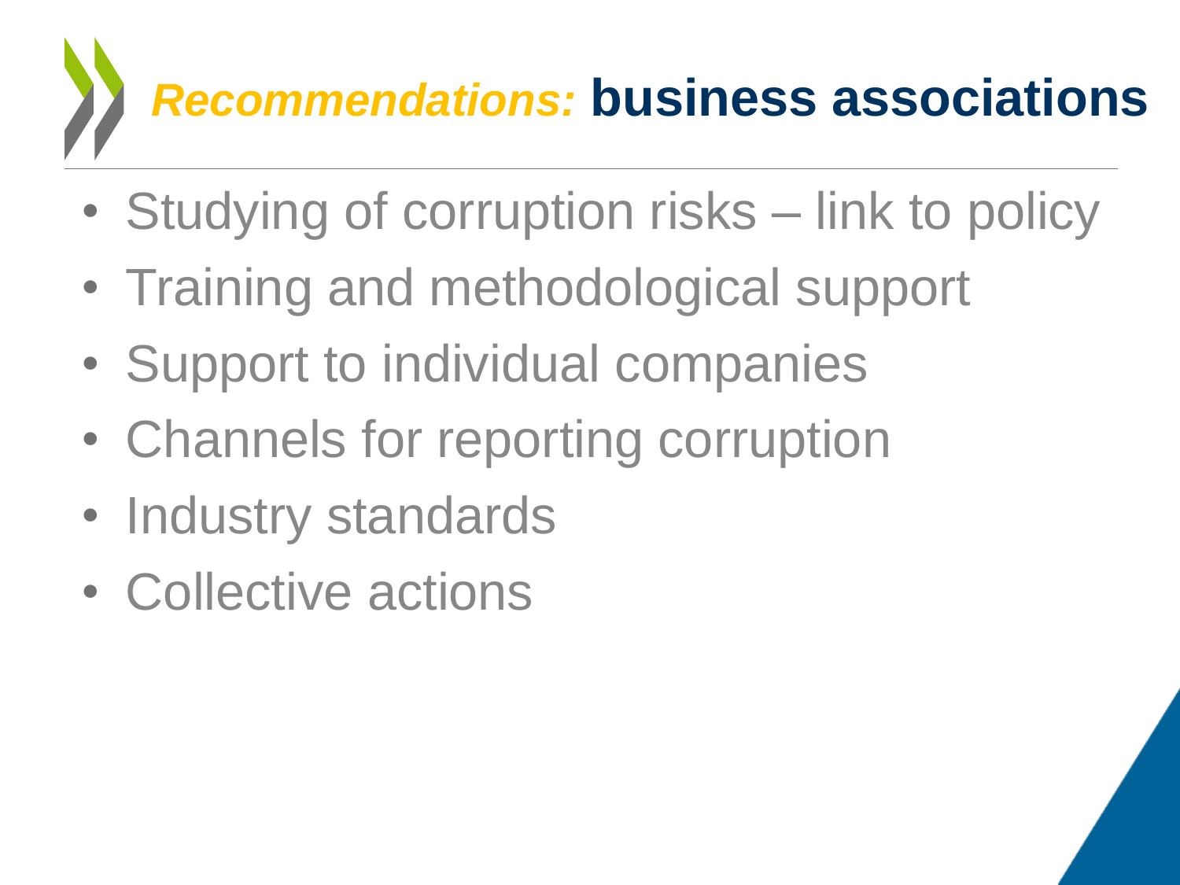# *Recommendations:* **business associations**

- Studying of corruption risks – link to policy
- Training and methodological support
- Support to individual companies
- Channels for reporting corruption
- Industry standards
- Collective actions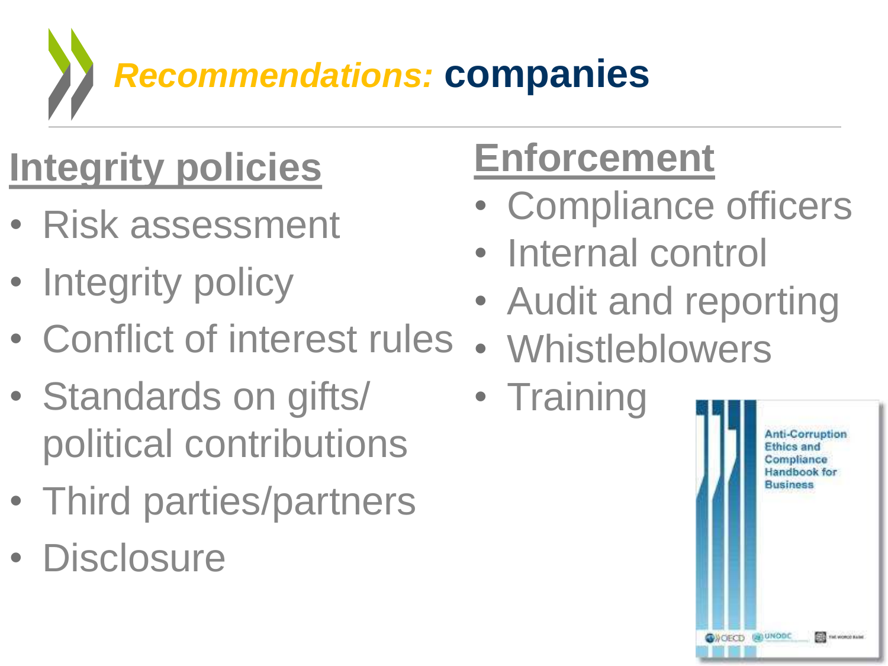# *Recommendations:* companies

## Integrity policies

- Risk assessment
- Integrity policy
- Conflict of interest rules
- Standards on gifts/ political contributions
- Third parties/partners
- Disclosure

## Enforcement

- Compliance officers
- Internal control
- Audit and reporting
- Whistleblowers
- Training

Anti-Corruption Ethics and Compliance Handbook for Business

OECD UNODC THE WORLD BANK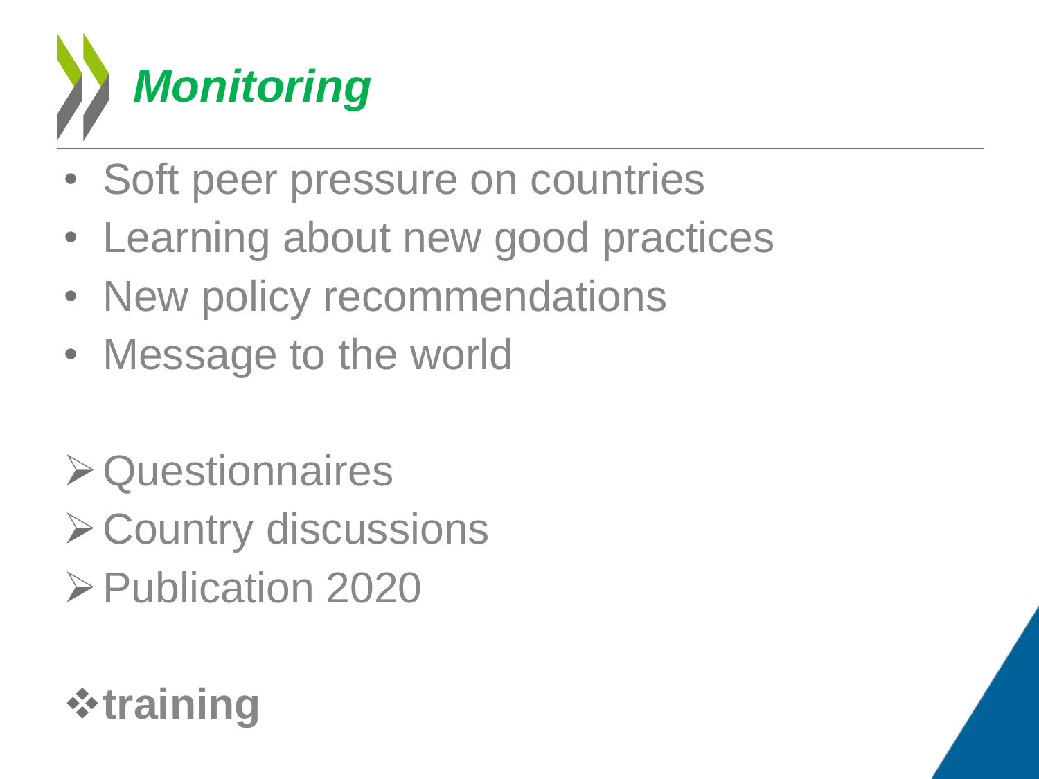# *Monitoring*

- Soft peer pressure on countries
- Learning about new good practices
- New policy recommendations
- Message to the world

- Questionnaires
- Country discussions
- Publication 2020

- **training**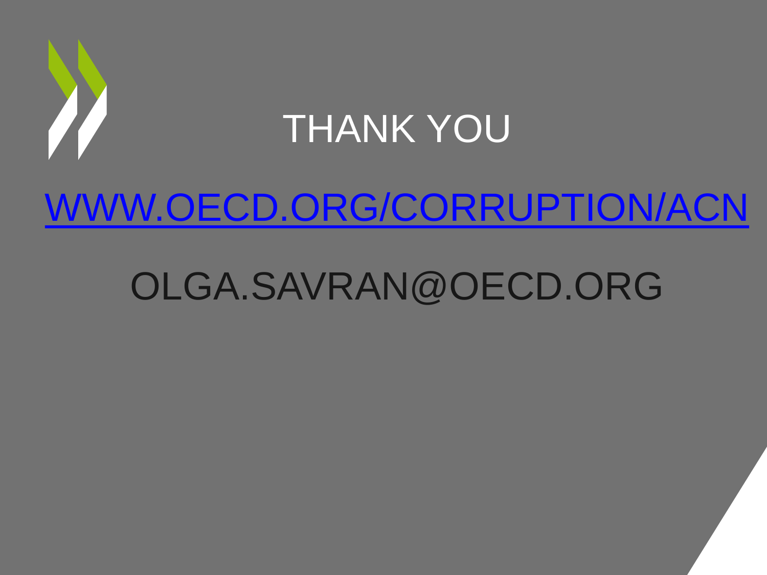# THANK YOU

WWW.OECD.ORG/CORRUPTION/ACN

OLGA.SAVRAN@OECD.ORG